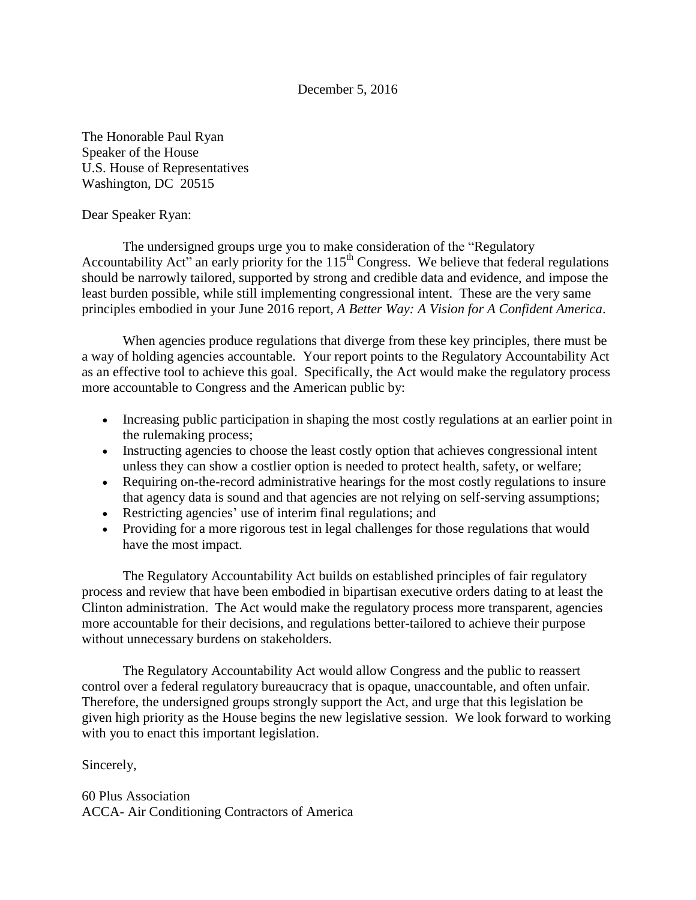December 5, 2016

The Honorable Paul Ryan
Speaker of the House
U.S. House of Representatives
Washington, DC 20515

Dear Speaker Ryan:

The undersigned groups urge you to make consideration of the "Regulatory Accountability Act" an early priority for the 115th Congress. We believe that federal regulations should be narrowly tailored, supported by strong and credible data and evidence, and impose the least burden possible, while still implementing congressional intent. These are the very same principles embodied in your June 2016 report, *A Better Way: A Vision for A Confident America*.

When agencies produce regulations that diverge from these key principles, there must be a way of holding agencies accountable. Your report points to the Regulatory Accountability Act as an effective tool to achieve this goal. Specifically, the Act would make the regulatory process more accountable to Congress and the American public by:

- Increasing public participation in shaping the most costly regulations at an earlier point in the rulemaking process;
- Instructing agencies to choose the least costly option that achieves congressional intent unless they can show a costlier option is needed to protect health, safety, or welfare;
- Requiring on-the-record administrative hearings for the most costly regulations to insure that agency data is sound and that agencies are not relying on self-serving assumptions;
- Restricting agencies' use of interim final regulations; and
- Providing for a more rigorous test in legal challenges for those regulations that would have the most impact.

The Regulatory Accountability Act builds on established principles of fair regulatory process and review that have been embodied in bipartisan executive orders dating to at least the Clinton administration. The Act would make the regulatory process more transparent, agencies more accountable for their decisions, and regulations better-tailored to achieve their purpose without unnecessary burdens on stakeholders.

The Regulatory Accountability Act would allow Congress and the public to reassert control over a federal regulatory bureaucracy that is opaque, unaccountable, and often unfair. Therefore, the undersigned groups strongly support the Act, and urge that this legislation be given high priority as the House begins the new legislative session. We look forward to working with you to enact this important legislation.

Sincerely,

60 Plus Association
ACCA- Air Conditioning Contractors of America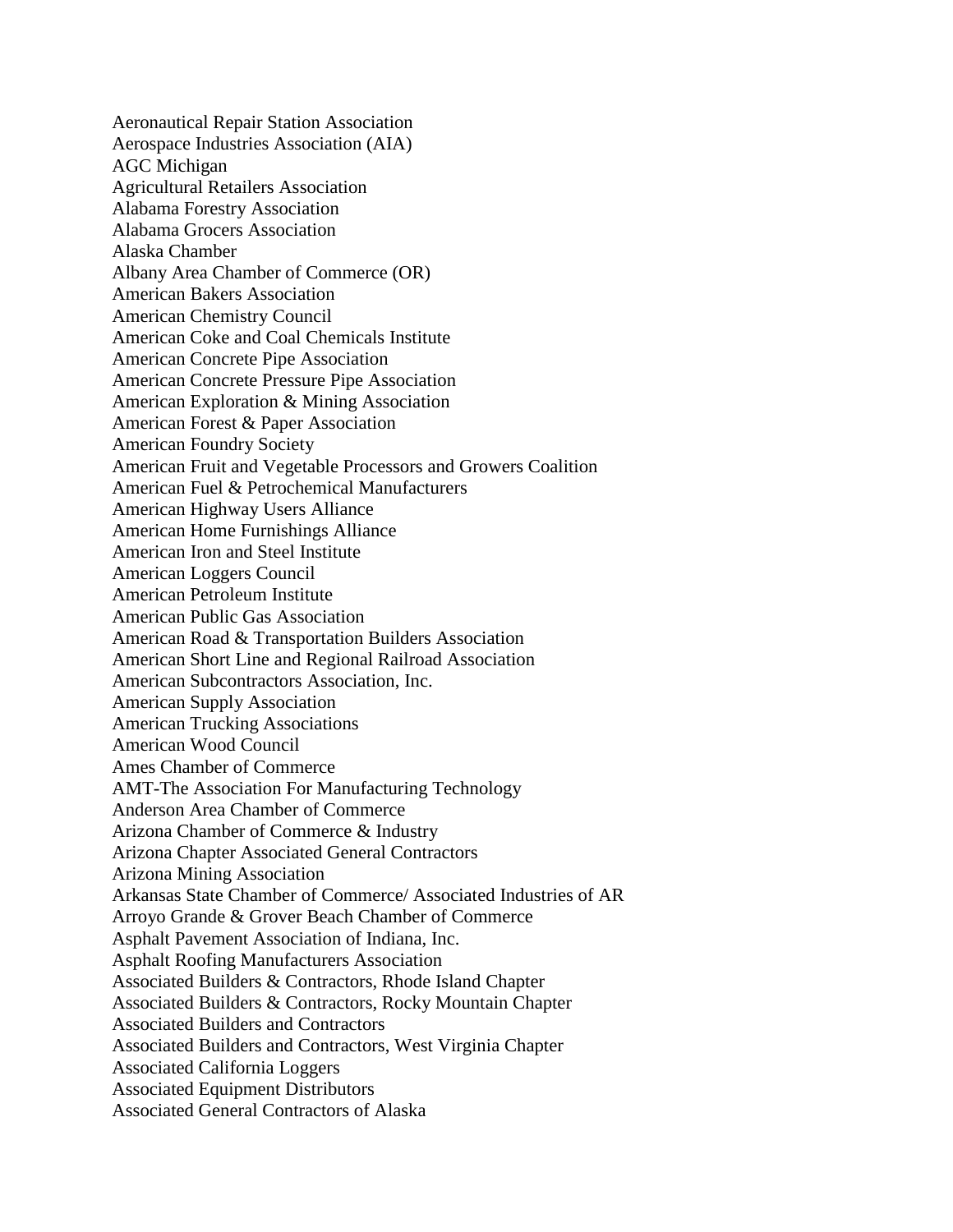Aeronautical Repair Station Association
Aerospace Industries Association (AIA)
AGC Michigan
Agricultural Retailers Association
Alabama Forestry Association
Alabama Grocers Association
Alaska Chamber
Albany Area Chamber of Commerce (OR)
American Bakers Association
American Chemistry Council
American Coke and Coal Chemicals Institute
American Concrete Pipe Association
American Concrete Pressure Pipe Association
American Exploration & Mining Association
American Forest & Paper Association
American Foundry Society
American Fruit and Vegetable Processors and Growers Coalition
American Fuel & Petrochemical Manufacturers
American Highway Users Alliance
American Home Furnishings Alliance
American Iron and Steel Institute
American Loggers Council
American Petroleum Institute
American Public Gas Association
American Road & Transportation Builders Association
American Short Line and Regional Railroad Association
American Subcontractors Association, Inc.
American Supply Association
American Trucking Associations
American Wood Council
Ames Chamber of Commerce
AMT-The Association For Manufacturing Technology
Anderson Area Chamber of Commerce
Arizona Chamber of Commerce & Industry
Arizona Chapter Associated General Contractors
Arizona Mining Association
Arkansas State Chamber of Commerce/ Associated Industries of AR
Arroyo Grande & Grover Beach Chamber of Commerce
Asphalt Pavement Association of Indiana, Inc.
Asphalt Roofing Manufacturers Association
Associated Builders & Contractors, Rhode Island Chapter
Associated Builders & Contractors, Rocky Mountain Chapter
Associated Builders and Contractors
Associated Builders and Contractors, West Virginia Chapter
Associated California Loggers
Associated Equipment Distributors
Associated General Contractors of Alaska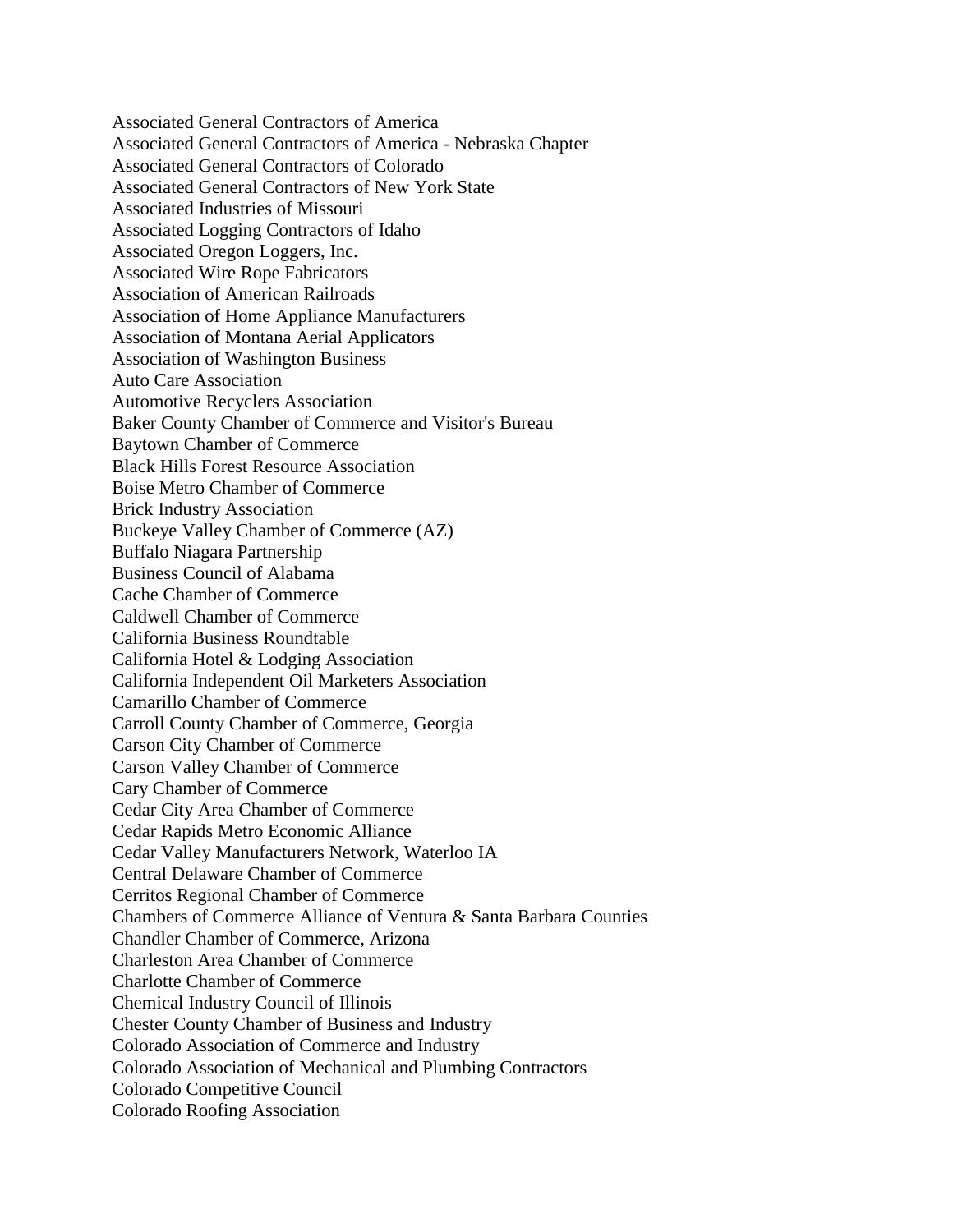Associated General Contractors of America
Associated General Contractors of America - Nebraska Chapter
Associated General Contractors of Colorado
Associated General Contractors of New York State
Associated Industries of Missouri
Associated Logging Contractors of Idaho
Associated Oregon Loggers, Inc.
Associated Wire Rope Fabricators
Association of American Railroads
Association of Home Appliance Manufacturers
Association of Montana Aerial Applicators
Association of Washington Business
Auto Care Association
Automotive Recyclers Association
Baker County Chamber of Commerce and Visitor's Bureau
Baytown Chamber of Commerce
Black Hills Forest Resource Association
Boise Metro Chamber of Commerce
Brick Industry Association
Buckeye Valley Chamber of Commerce (AZ)
Buffalo Niagara Partnership
Business Council of Alabama
Cache Chamber of Commerce
Caldwell Chamber of Commerce
California Business Roundtable
California Hotel & Lodging Association
California Independent Oil Marketers Association
Camarillo Chamber of Commerce
Carroll County Chamber of Commerce, Georgia
Carson City Chamber of Commerce
Carson Valley Chamber of Commerce
Cary Chamber of Commerce
Cedar City Area Chamber of Commerce
Cedar Rapids Metro Economic Alliance
Cedar Valley Manufacturers Network, Waterloo IA
Central Delaware Chamber of Commerce
Cerritos Regional Chamber of Commerce
Chambers of Commerce Alliance of Ventura & Santa Barbara Counties
Chandler Chamber of Commerce, Arizona
Charleston Area Chamber of Commerce
Charlotte Chamber of Commerce
Chemical Industry Council of Illinois
Chester County Chamber of Business and Industry
Colorado Association of Commerce and Industry
Colorado Association of Mechanical and Plumbing Contractors
Colorado Competitive Council
Colorado Roofing Association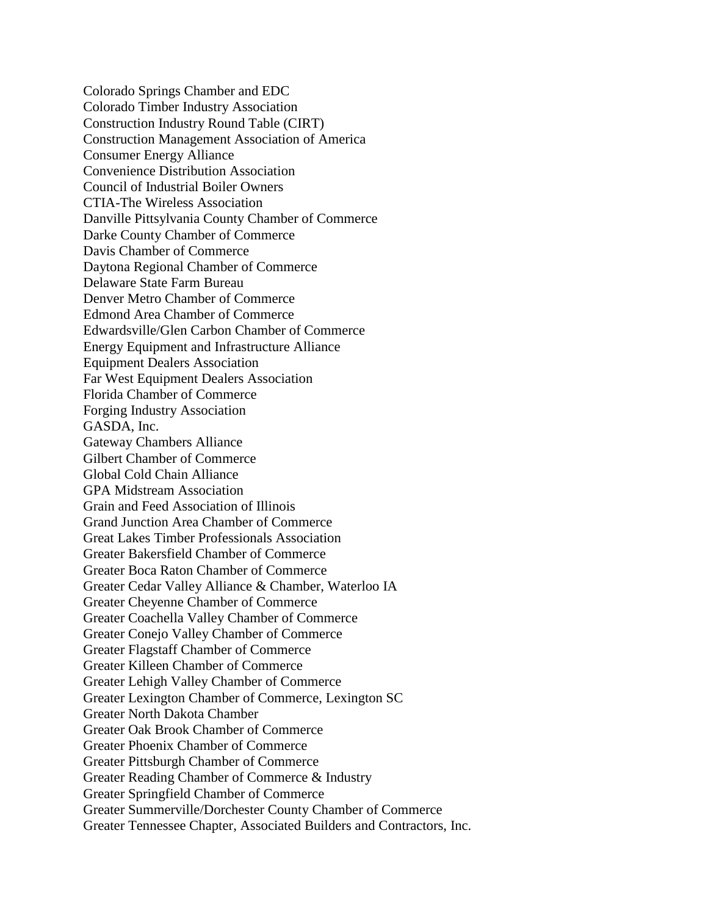Colorado Springs Chamber and EDC
Colorado Timber Industry Association
Construction Industry Round Table (CIRT)
Construction Management Association of America
Consumer Energy Alliance
Convenience Distribution Association
Council of Industrial Boiler Owners
CTIA-The Wireless Association
Danville Pittsylvania County Chamber of Commerce
Darke County Chamber of Commerce
Davis Chamber of Commerce
Daytona Regional Chamber of Commerce
Delaware State Farm Bureau
Denver Metro Chamber of Commerce
Edmond Area Chamber of Commerce
Edwardsville/Glen Carbon Chamber of Commerce
Energy Equipment and Infrastructure Alliance
Equipment Dealers Association
Far West Equipment Dealers Association
Florida Chamber of Commerce
Forging Industry Association
GASDA, Inc.
Gateway Chambers Alliance
Gilbert Chamber of Commerce
Global Cold Chain Alliance
GPA Midstream Association
Grain and Feed Association of Illinois
Grand Junction Area Chamber of Commerce
Great Lakes Timber Professionals Association
Greater Bakersfield Chamber of Commerce
Greater Boca Raton Chamber of Commerce
Greater Cedar Valley Alliance & Chamber, Waterloo IA
Greater Cheyenne Chamber of Commerce
Greater Coachella Valley Chamber of Commerce
Greater Conejo Valley Chamber of Commerce
Greater Flagstaff Chamber of Commerce
Greater Killeen Chamber of Commerce
Greater Lehigh Valley Chamber of Commerce
Greater Lexington Chamber of Commerce, Lexington SC
Greater North Dakota Chamber
Greater Oak Brook Chamber of Commerce
Greater Phoenix Chamber of Commerce
Greater Pittsburgh Chamber of Commerce
Greater Reading Chamber of Commerce & Industry
Greater Springfield Chamber of Commerce
Greater Summerville/Dorchester County Chamber of Commerce
Greater Tennessee Chapter, Associated Builders and Contractors, Inc.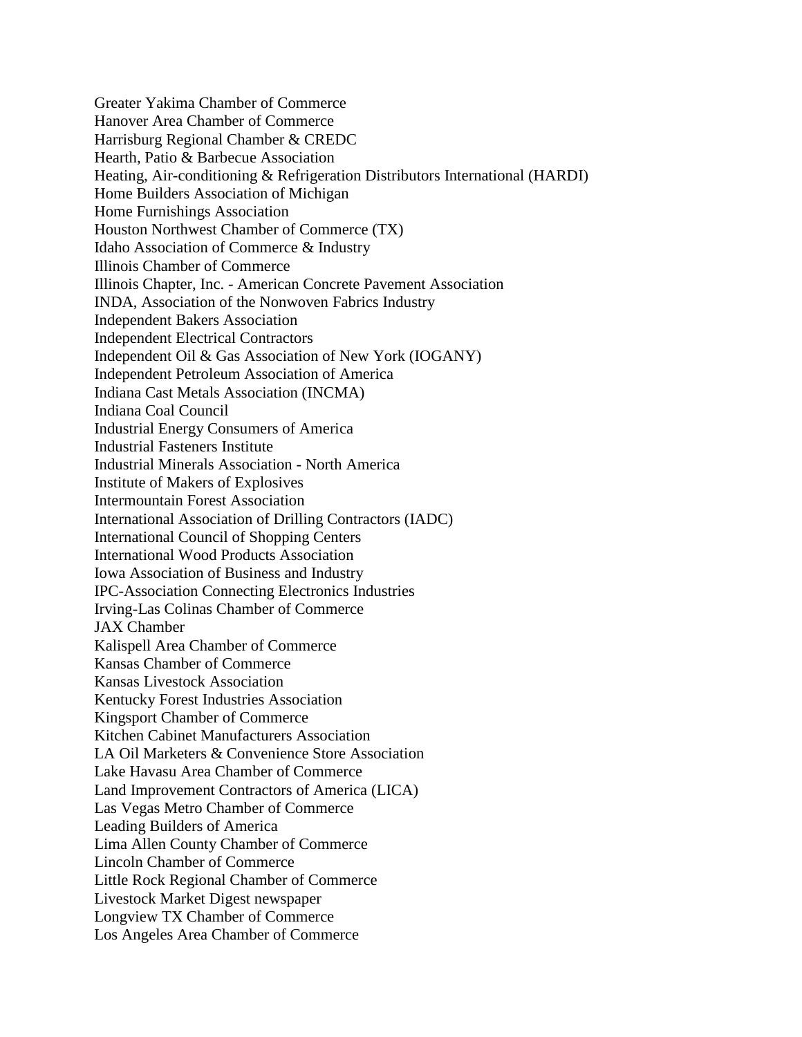Greater Yakima Chamber of Commerce
Hanover Area Chamber of Commerce
Harrisburg Regional Chamber & CREDC
Hearth, Patio & Barbecue Association
Heating, Air-conditioning & Refrigeration Distributors International (HARDI)
Home Builders Association of Michigan
Home Furnishings Association
Houston Northwest Chamber of Commerce (TX)
Idaho Association of Commerce & Industry
Illinois Chamber of Commerce
Illinois Chapter, Inc. - American Concrete Pavement Association
INDA, Association of the Nonwoven Fabrics Industry
Independent Bakers Association
Independent Electrical Contractors
Independent Oil & Gas Association of New York (IOGANY)
Independent Petroleum Association of America
Indiana Cast Metals Association (INCMA)
Indiana Coal Council
Industrial Energy Consumers of America
Industrial Fasteners Institute
Industrial Minerals Association - North America
Institute of Makers of Explosives
Intermountain Forest Association
International Association of Drilling Contractors (IADC)
International Council of Shopping Centers
International Wood Products Association
Iowa Association of Business and Industry
IPC-Association Connecting Electronics Industries
Irving-Las Colinas Chamber of Commerce
JAX Chamber
Kalispell Area Chamber of Commerce
Kansas Chamber of Commerce
Kansas Livestock Association
Kentucky Forest Industries Association
Kingsport Chamber of Commerce
Kitchen Cabinet Manufacturers Association
LA Oil Marketers & Convenience Store Association
Lake Havasu Area Chamber of Commerce
Land Improvement Contractors of America (LICA)
Las Vegas Metro Chamber of Commerce
Leading Builders of America
Lima Allen County Chamber of Commerce
Lincoln Chamber of Commerce
Little Rock Regional Chamber of Commerce
Livestock Market Digest newspaper
Longview TX Chamber of Commerce
Los Angeles Area Chamber of Commerce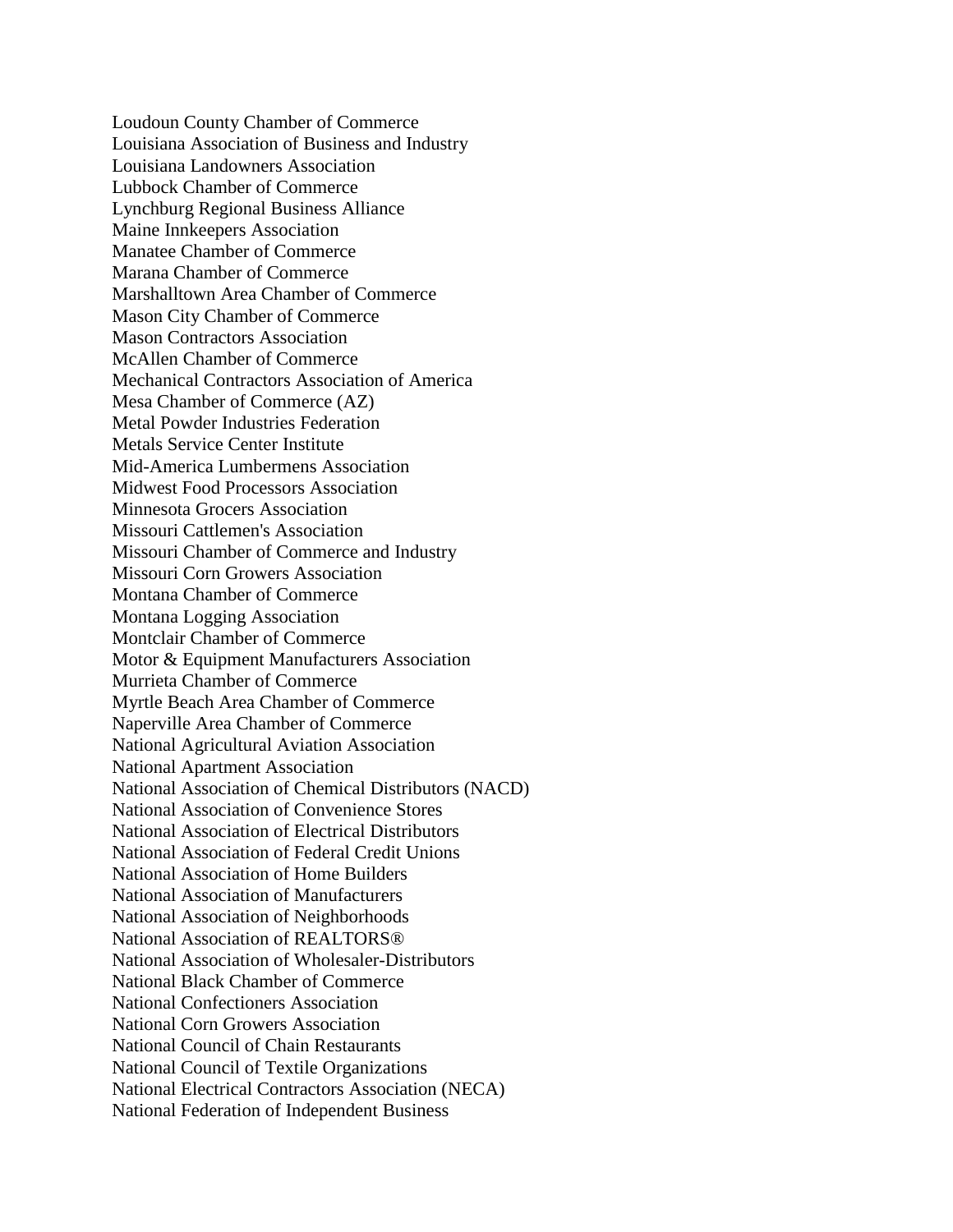Loudoun County Chamber of Commerce
Louisiana Association of Business and Industry
Louisiana Landowners Association
Lubbock Chamber of Commerce
Lynchburg Regional Business Alliance
Maine Innkeepers Association
Manatee Chamber of Commerce
Marana Chamber of Commerce
Marshalltown Area Chamber of Commerce
Mason City Chamber of Commerce
Mason Contractors Association
McAllen Chamber of Commerce
Mechanical Contractors Association of America
Mesa Chamber of Commerce (AZ)
Metal Powder Industries Federation
Metals Service Center Institute
Mid-America Lumbermens Association
Midwest Food Processors Association
Minnesota Grocers Association
Missouri Cattlemen's Association
Missouri Chamber of Commerce and Industry
Missouri Corn Growers Association
Montana Chamber of Commerce
Montana Logging Association
Montclair Chamber of Commerce
Motor & Equipment Manufacturers Association
Murrieta Chamber of Commerce
Myrtle Beach Area Chamber of Commerce
Naperville Area Chamber of Commerce
National Agricultural Aviation Association
National Apartment Association
National Association of Chemical Distributors (NACD)
National Association of Convenience Stores
National Association of Electrical Distributors
National Association of Federal Credit Unions
National Association of Home Builders
National Association of Manufacturers
National Association of Neighborhoods
National Association of REALTORS®
National Association of Wholesaler-Distributors
National Black Chamber of Commerce
National Confectioners Association
National Corn Growers Association
National Council of Chain Restaurants
National Council of Textile Organizations
National Electrical Contractors Association (NECA)
National Federation of Independent Business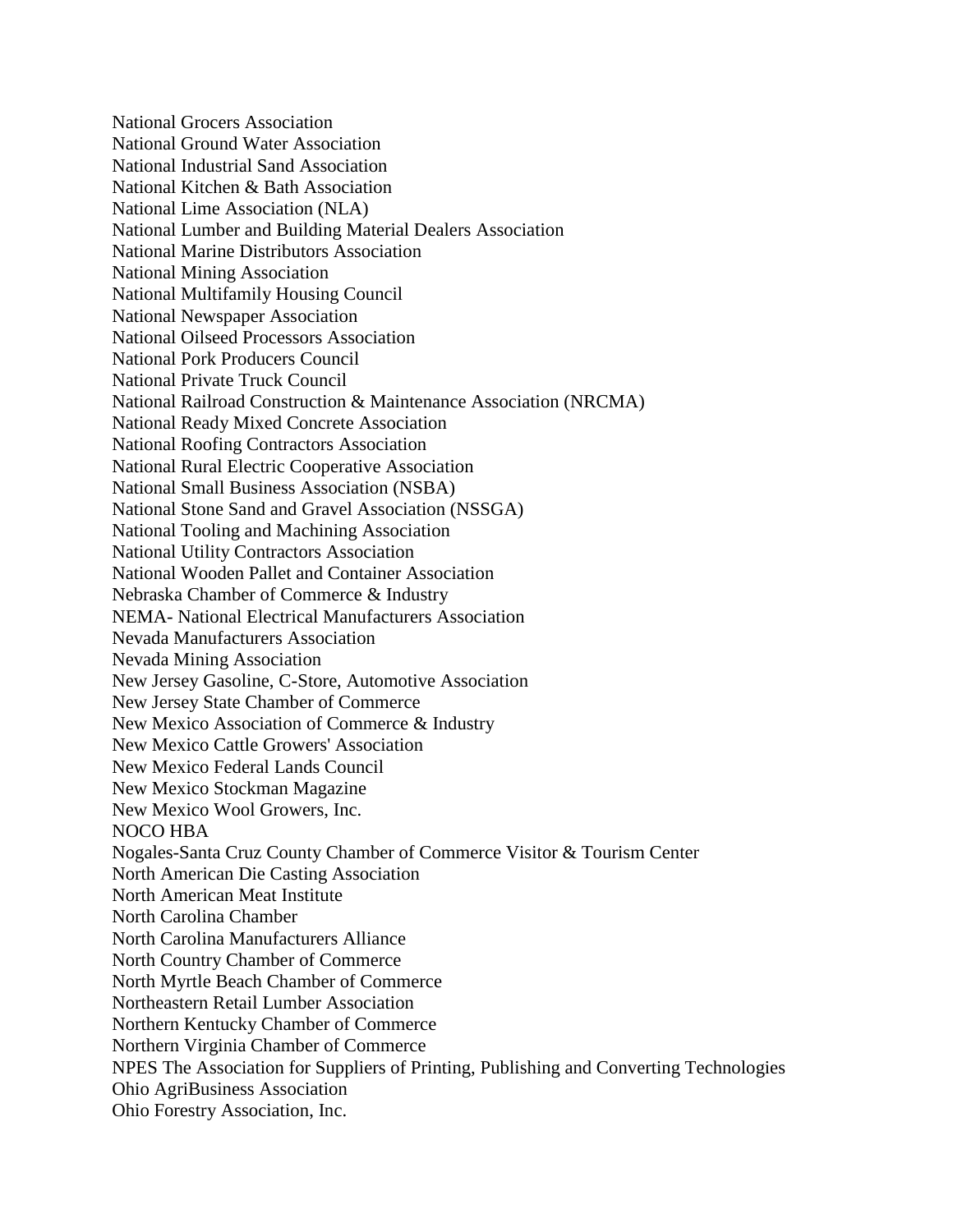National Grocers Association
National Ground Water Association
National Industrial Sand Association
National Kitchen & Bath Association
National Lime Association (NLA)
National Lumber and Building Material Dealers Association
National Marine Distributors Association
National Mining Association
National Multifamily Housing Council
National Newspaper Association
National Oilseed Processors Association
National Pork Producers Council
National Private Truck Council
National Railroad Construction & Maintenance Association (NRCMA)
National Ready Mixed Concrete Association
National Roofing Contractors Association
National Rural Electric Cooperative Association
National Small Business Association (NSBA)
National Stone Sand and Gravel Association (NSSGA)
National Tooling and Machining Association
National Utility Contractors Association
National Wooden Pallet and Container Association
Nebraska Chamber of Commerce & Industry
NEMA- National Electrical Manufacturers Association
Nevada Manufacturers Association
Nevada Mining Association
New Jersey Gasoline, C-Store, Automotive Association
New Jersey State Chamber of Commerce
New Mexico Association of Commerce & Industry
New Mexico Cattle Growers' Association
New Mexico Federal Lands Council
New Mexico Stockman Magazine
New Mexico Wool Growers, Inc.
NOCO HBA
Nogales-Santa Cruz County Chamber of Commerce Visitor & Tourism Center
North American Die Casting Association
North American Meat Institute
North Carolina Chamber
North Carolina Manufacturers Alliance
North Country Chamber of Commerce
North Myrtle Beach Chamber of Commerce
Northeastern Retail Lumber Association
Northern Kentucky Chamber of Commerce
Northern Virginia Chamber of Commerce
NPES The Association for Suppliers of Printing, Publishing and Converting Technologies
Ohio AgriBusiness Association
Ohio Forestry Association, Inc.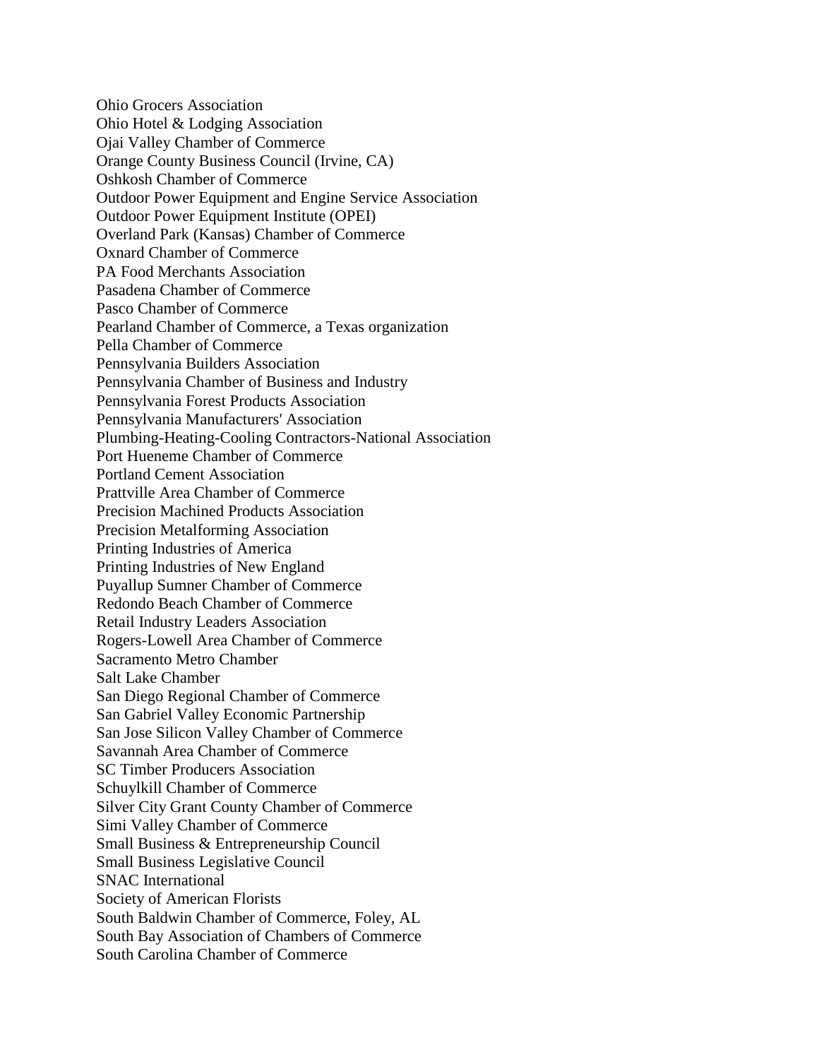Ohio Grocers Association
Ohio Hotel & Lodging Association
Ojai Valley Chamber of Commerce
Orange County Business Council (Irvine, CA)
Oshkosh Chamber of Commerce
Outdoor Power Equipment and Engine Service Association
Outdoor Power Equipment Institute (OPEI)
Overland Park (Kansas) Chamber of Commerce
Oxnard Chamber of Commerce
PA Food Merchants Association
Pasadena Chamber of Commerce
Pasco Chamber of Commerce
Pearland Chamber of Commerce, a Texas organization
Pella Chamber of Commerce
Pennsylvania Builders Association
Pennsylvania Chamber of Business and Industry
Pennsylvania Forest Products Association
Pennsylvania Manufacturers' Association
Plumbing-Heating-Cooling Contractors-National Association
Port Hueneme Chamber of Commerce
Portland Cement Association
Prattville Area Chamber of Commerce
Precision Machined Products Association
Precision Metalforming Association
Printing Industries of America
Printing Industries of New England
Puyallup Sumner Chamber of Commerce
Redondo Beach Chamber of Commerce
Retail Industry Leaders Association
Rogers-Lowell Area Chamber of Commerce
Sacramento Metro Chamber
Salt Lake Chamber
San Diego Regional Chamber of Commerce
San Gabriel Valley Economic Partnership
San Jose Silicon Valley Chamber of Commerce
Savannah Area Chamber of Commerce
SC Timber Producers Association
Schuylkill Chamber of Commerce
Silver City Grant County Chamber of Commerce
Simi Valley Chamber of Commerce
Small Business & Entrepreneurship Council
Small Business Legislative Council
SNAC International
Society of American Florists
South Baldwin Chamber of Commerce, Foley, AL
South Bay Association of Chambers of Commerce
South Carolina Chamber of Commerce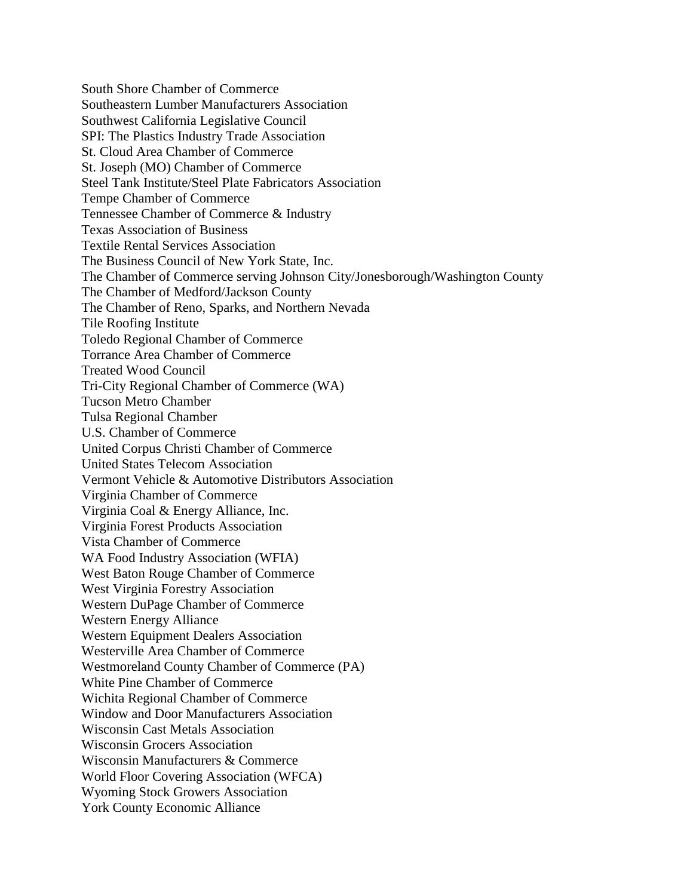South Shore Chamber of Commerce
Southeastern Lumber Manufacturers Association
Southwest California Legislative Council
SPI: The Plastics Industry Trade Association
St. Cloud Area Chamber of Commerce
St. Joseph (MO) Chamber of Commerce
Steel Tank Institute/Steel Plate Fabricators Association
Tempe Chamber of Commerce
Tennessee Chamber of Commerce & Industry
Texas Association of Business
Textile Rental Services Association
The Business Council of New York State, Inc.
The Chamber of Commerce serving Johnson City/Jonesborough/Washington County
The Chamber of Medford/Jackson County
The Chamber of Reno, Sparks, and Northern Nevada
Tile Roofing Institute
Toledo Regional Chamber of Commerce
Torrance Area Chamber of Commerce
Treated Wood Council
Tri-City Regional Chamber of Commerce (WA)
Tucson Metro Chamber
Tulsa Regional Chamber
U.S. Chamber of Commerce
United Corpus Christi Chamber of Commerce
United States Telecom Association
Vermont Vehicle & Automotive Distributors Association
Virginia Chamber of Commerce
Virginia Coal & Energy Alliance, Inc.
Virginia Forest Products Association
Vista Chamber of Commerce
WA Food Industry Association (WFIA)
West Baton Rouge Chamber of Commerce
West Virginia Forestry Association
Western DuPage Chamber of Commerce
Western Energy Alliance
Western Equipment Dealers Association
Westerville Area Chamber of Commerce
Westmoreland County Chamber of Commerce (PA)
White Pine Chamber of Commerce
Wichita Regional Chamber of Commerce
Window and Door Manufacturers Association
Wisconsin Cast Metals Association
Wisconsin Grocers Association
Wisconsin Manufacturers & Commerce
World Floor Covering Association (WFCA)
Wyoming Stock Growers Association
York County Economic Alliance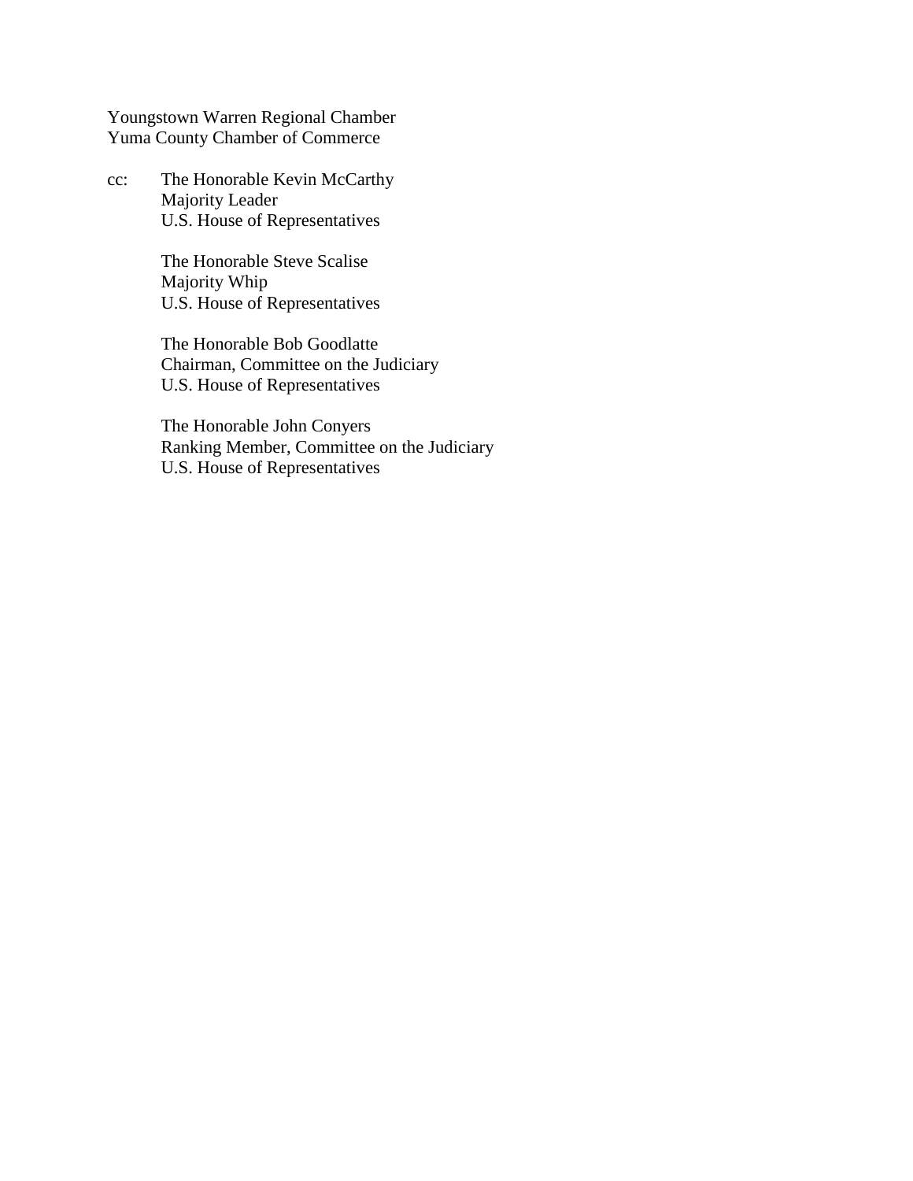Youngstown Warren Regional Chamber
Yuma County Chamber of Commerce

cc: The Honorable Kevin McCarthy
Majority Leader
U.S. House of Representatives

The Honorable Steve Scalise
Majority Whip
U.S. House of Representatives

The Honorable Bob Goodlatte
Chairman, Committee on the Judiciary
U.S. House of Representatives

The Honorable John Conyers
Ranking Member, Committee on the Judiciary
U.S. House of Representatives